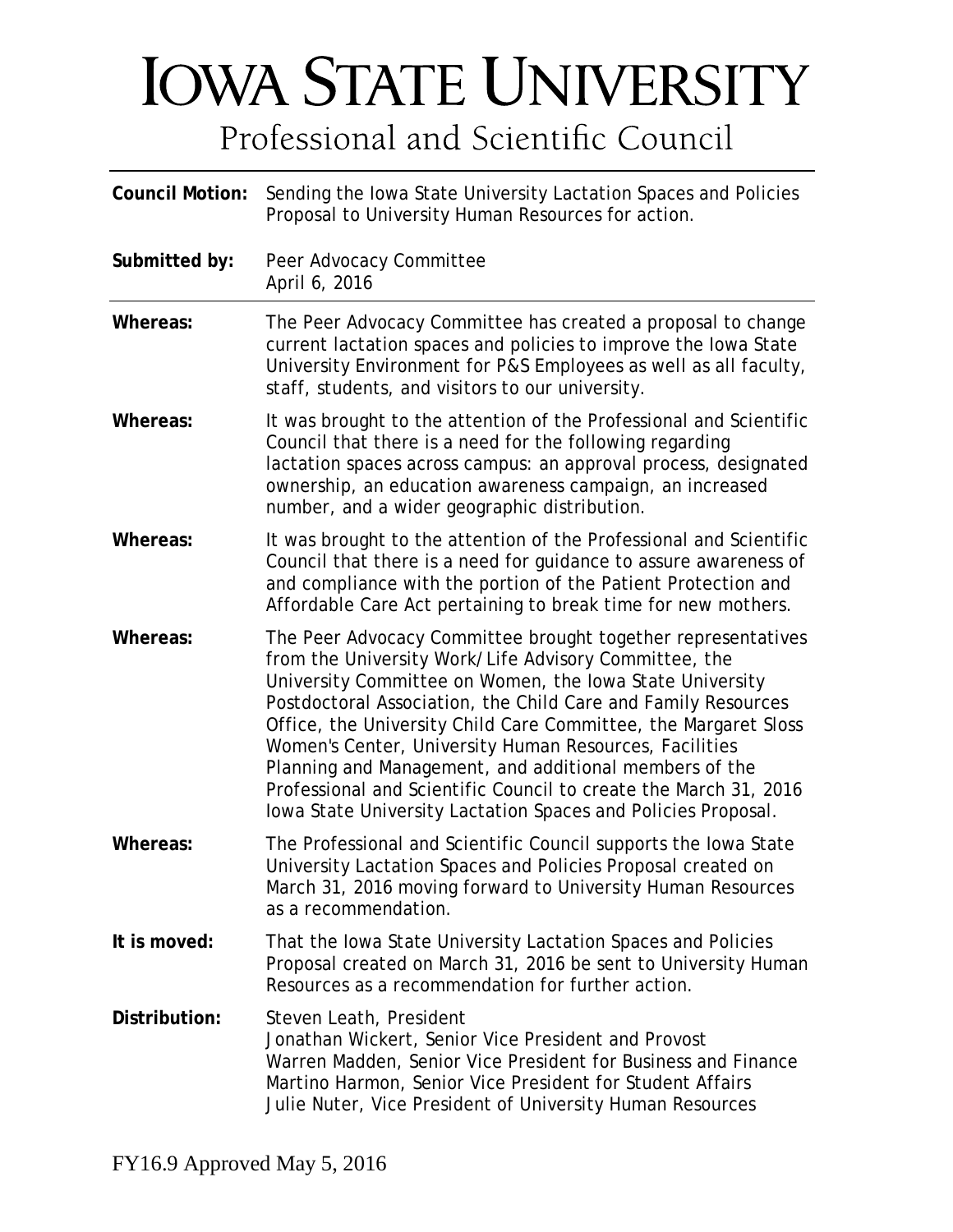# Iowa State University

## Professional and Scientific Council

**Council Motion:** Sending the Iowa State University Lactation Spaces and Policies Proposal to University Human Resources for action.

**Submitted by:** Peer Advocacy Committee
April 6, 2016

**Whereas:** The Peer Advocacy Committee has created a proposal to change current lactation spaces and policies to improve the Iowa State University Environment for P&S Employees as well as all faculty, staff, students, and visitors to our university.

**Whereas:** It was brought to the attention of the Professional and Scientific Council that there is a need for the following regarding lactation spaces across campus: an approval process, designated ownership, an education awareness campaign, an increased number, and a wider geographic distribution.

**Whereas:** It was brought to the attention of the Professional and Scientific Council that there is a need for guidance to assure awareness of and compliance with the portion of the Patient Protection and Affordable Care Act pertaining to break time for new mothers.

**Whereas:** The Peer Advocacy Committee brought together representatives from the University Work/Life Advisory Committee, the University Committee on Women, the Iowa State University Postdoctoral Association, the Child Care and Family Resources Office, the University Child Care Committee, the Margaret Sloss Women's Center, University Human Resources, Facilities Planning and Management, and additional members of the Professional and Scientific Council to create the March 31, 2016 Iowa State University Lactation Spaces and Policies Proposal.

**Whereas:** The Professional and Scientific Council supports the Iowa State University Lactation Spaces and Policies Proposal created on March 31, 2016 moving forward to University Human Resources as a recommendation.

**It is moved:** That the Iowa State University Lactation Spaces and Policies Proposal created on March 31, 2016 be sent to University Human Resources as a recommendation for further action.

**Distribution:** Steven Leath, President
Jonathan Wickert, Senior Vice President and Provost
Warren Madden, Senior Vice President for Business and Finance
Martino Harmon, Senior Vice President for Student Affairs
Julie Nuter, Vice President of University Human Resources

FY16.9 Approved May 5, 2016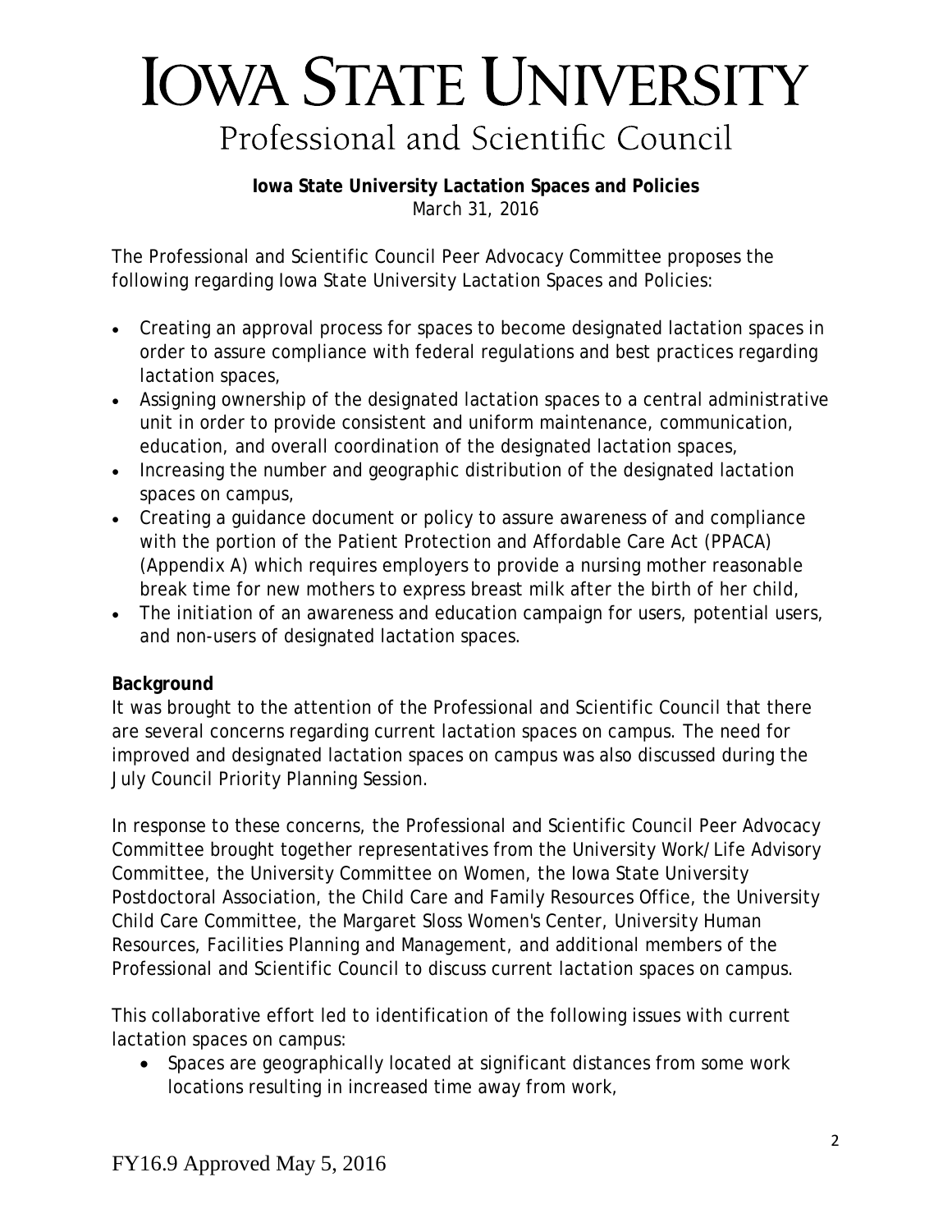# IOWA STATE UNIVERSITY

## Professional and Scientific Council

**Iowa State University Lactation Spaces and Policies**

March 31, 2016

The Professional and Scientific Council Peer Advocacy Committee proposes the following regarding Iowa State University Lactation Spaces and Policies:

- Creating an approval process for spaces to become designated lactation spaces in order to assure compliance with federal regulations and best practices regarding lactation spaces,
- Assigning ownership of the designated lactation spaces to a central administrative unit in order to provide consistent and uniform maintenance, communication, education, and overall coordination of the designated lactation spaces,
- Increasing the number and geographic distribution of the designated lactation spaces on campus,
- Creating a guidance document or policy to assure awareness of and compliance with the portion of the Patient Protection and Affordable Care Act (PPACA) (Appendix A) which requires employers to provide a nursing mother reasonable break time for new mothers to express breast milk after the birth of her child,
- The initiation of an awareness and education campaign for users, potential users, and non-users of designated lactation spaces.

**Background**

It was brought to the attention of the Professional and Scientific Council that there are several concerns regarding current lactation spaces on campus. The need for improved and designated lactation spaces on campus was also discussed during the July Council Priority Planning Session.

In response to these concerns, the Professional and Scientific Council Peer Advocacy Committee brought together representatives from the University Work/Life Advisory Committee, the University Committee on Women, the Iowa State University Postdoctoral Association, the Child Care and Family Resources Office, the University Child Care Committee, the Margaret Sloss Women's Center, University Human Resources, Facilities Planning and Management, and additional members of the Professional and Scientific Council to discuss current lactation spaces on campus.

This collaborative effort led to identification of the following issues with current lactation spaces on campus:

- Spaces are geographically located at significant distances from some work locations resulting in increased time away from work,

FY16.9 Approved May 5, 2016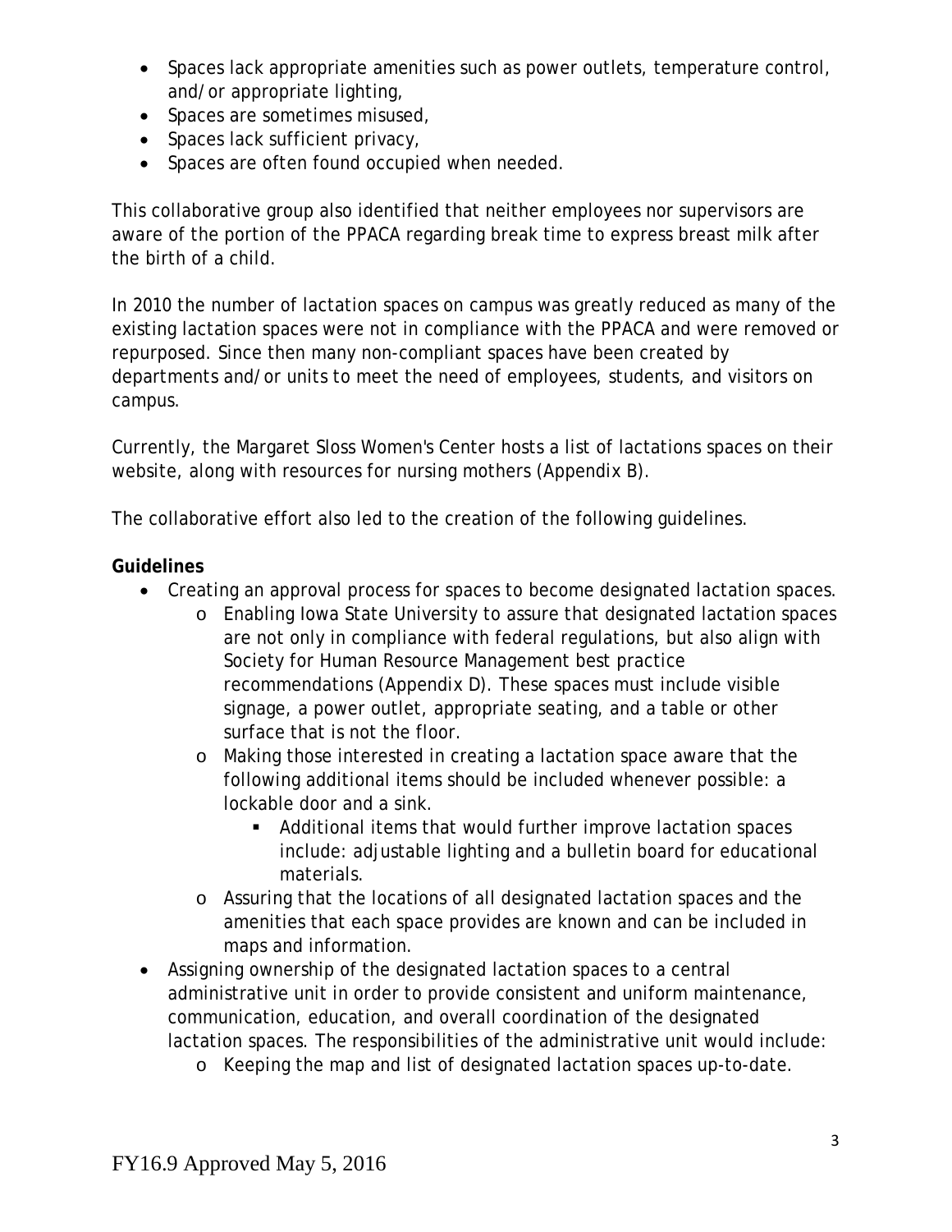- Spaces lack appropriate amenities such as power outlets, temperature control, and/or appropriate lighting,
- Spaces are sometimes misused,
- Spaces lack sufficient privacy,
- Spaces are often found occupied when needed.

This collaborative group also identified that neither employees nor supervisors are aware of the portion of the PPACA regarding break time to express breast milk after the birth of a child.

In 2010 the number of lactation spaces on campus was greatly reduced as many of the existing lactation spaces were not in compliance with the PPACA and were removed or repurposed. Since then many non-compliant spaces have been created by departments and/or units to meet the need of employees, students, and visitors on campus.

Currently, the Margaret Sloss Women's Center hosts a list of lactations spaces on their website, along with resources for nursing mothers (Appendix B).

The collaborative effort also led to the creation of the following guidelines.

**Guidelines**

- Creating an approval process for spaces to become designated lactation spaces.
  - Enabling Iowa State University to assure that designated lactation spaces are not only in compliance with federal regulations, but also align with Society for Human Resource Management best practice recommendations (Appendix D). These spaces must include visible signage, a power outlet, appropriate seating, and a table or other surface that is not the floor.
  - Making those interested in creating a lactation space aware that the following additional items should be included whenever possible: a lockable door and a sink.
    - Additional items that would further improve lactation spaces include: adjustable lighting and a bulletin board for educational materials.
  - Assuring that the locations of all designated lactation spaces and the amenities that each space provides are known and can be included in maps and information.
- Assigning ownership of the designated lactation spaces to a central administrative unit in order to provide consistent and uniform maintenance, communication, education, and overall coordination of the designated lactation spaces. The responsibilities of the administrative unit would include:
  - Keeping the map and list of designated lactation spaces up-to-date.

FY16.9 Approved May 5, 2016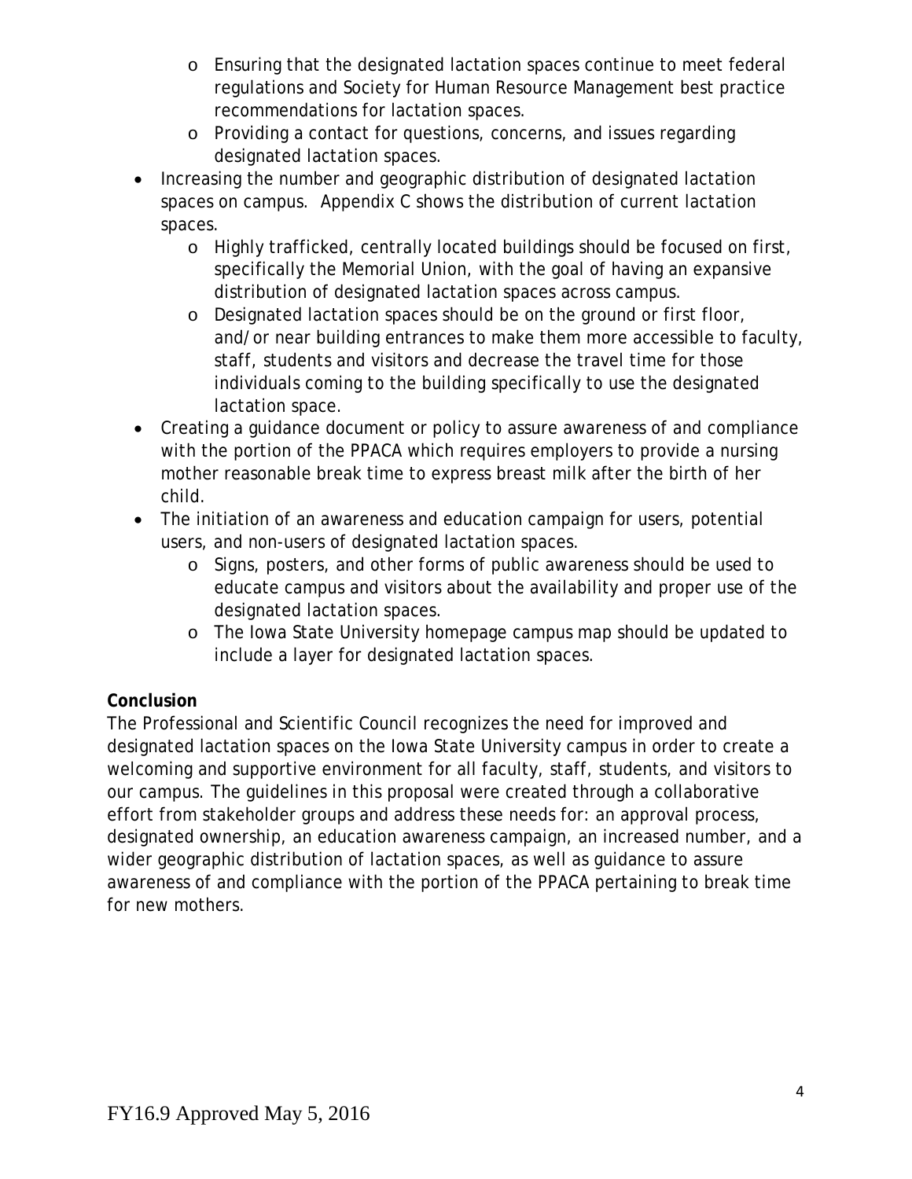- Ensuring that the designated lactation spaces continue to meet federal regulations and Society for Human Resource Management best practice recommendations for lactation spaces.
  - Providing a contact for questions, concerns, and issues regarding designated lactation spaces.
- Increasing the number and geographic distribution of designated lactation spaces on campus. Appendix C shows the distribution of current lactation spaces.
  - Highly trafficked, centrally located buildings should be focused on first, specifically the Memorial Union, with the goal of having an expansive distribution of designated lactation spaces across campus.
  - Designated lactation spaces should be on the ground or first floor, and/or near building entrances to make them more accessible to faculty, staff, students and visitors and decrease the travel time for those individuals coming to the building specifically to use the designated lactation space.
- Creating a guidance document or policy to assure awareness of and compliance with the portion of the PPACA which requires employers to provide a nursing mother reasonable break time to express breast milk after the birth of her child.
- The initiation of an awareness and education campaign for users, potential users, and non-users of designated lactation spaces.
  - Signs, posters, and other forms of public awareness should be used to educate campus and visitors about the availability and proper use of the designated lactation spaces.
  - The Iowa State University homepage campus map should be updated to include a layer for designated lactation spaces.

**Conclusion**

The Professional and Scientific Council recognizes the need for improved and designated lactation spaces on the Iowa State University campus in order to create a welcoming and supportive environment for all faculty, staff, students, and visitors to our campus. The guidelines in this proposal were created through a collaborative effort from stakeholder groups and address these needs for: an approval process, designated ownership, an education awareness campaign, an increased number, and a wider geographic distribution of lactation spaces, as well as guidance to assure awareness of and compliance with the portion of the PPACA pertaining to break time for new mothers.

FY16.9 Approved May 5, 2016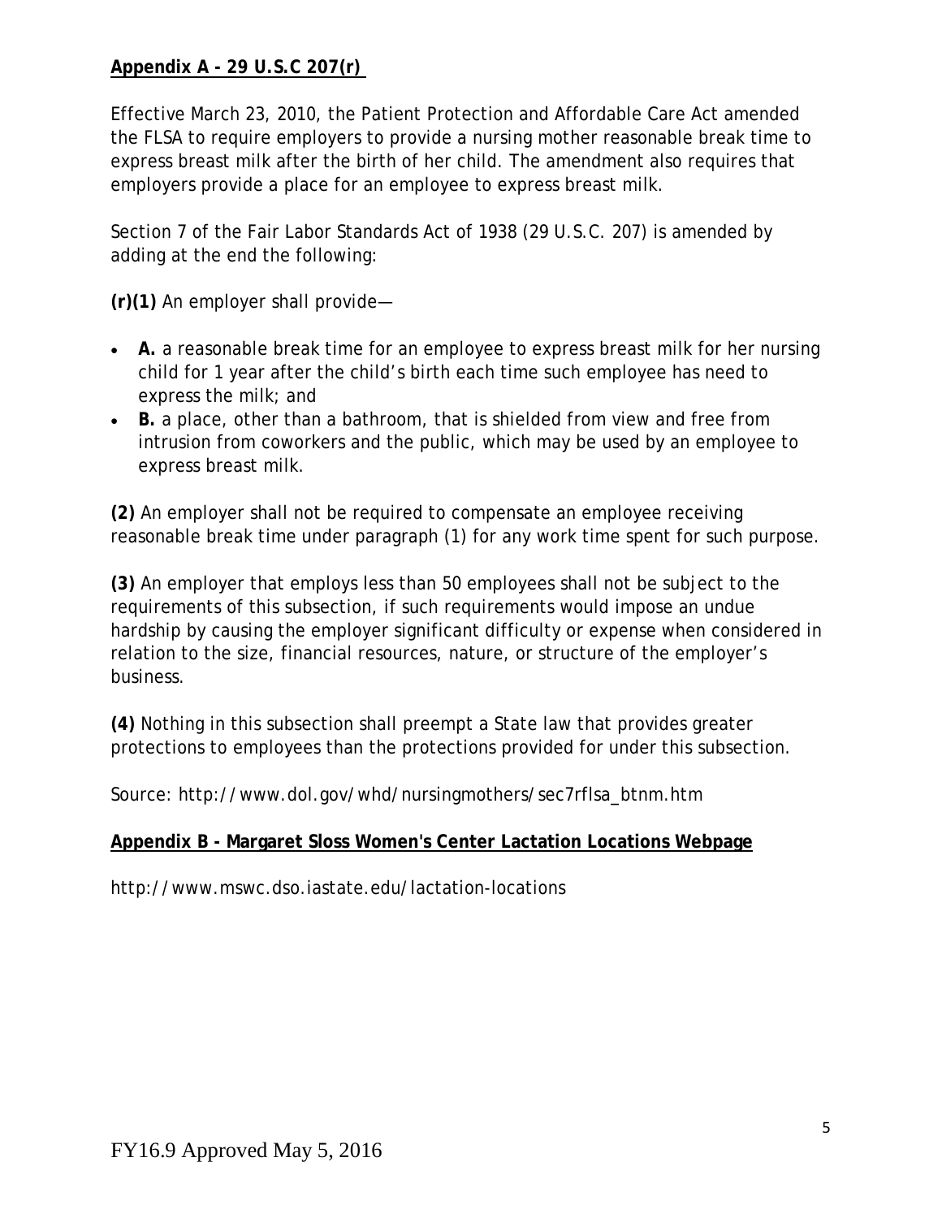## Appendix A - 29 U.S.C 207(r)

Effective March 23, 2010, the Patient Protection and Affordable Care Act amended the FLSA to require employers to provide a nursing mother reasonable break time to express breast milk after the birth of her child. The amendment also requires that employers provide a place for an employee to express breast milk.

Section 7 of the Fair Labor Standards Act of 1938 (29 U.S.C. 207) is amended by adding at the end the following:

**(r)(1)** An employer shall provide—

- **A.** a reasonable break time for an employee to express breast milk for her nursing child for 1 year after the child's birth each time such employee has need to express the milk; and
- **B.** a place, other than a bathroom, that is shielded from view and free from intrusion from coworkers and the public, which may be used by an employee to express breast milk.

**(2)** An employer shall not be required to compensate an employee receiving reasonable break time under paragraph (1) for any work time spent for such purpose.

**(3)** An employer that employs less than 50 employees shall not be subject to the requirements of this subsection, if such requirements would impose an undue hardship by causing the employer significant difficulty or expense when considered in relation to the size, financial resources, nature, or structure of the employer's business.

**(4)** Nothing in this subsection shall preempt a State law that provides greater protections to employees than the protections provided for under this subsection.

Source: http://www.dol.gov/whd/nursingmothers/sec7rflsa_btnm.htm

## Appendix B - Margaret Sloss Women's Center Lactation Locations Webpage

http://www.mswc.dso.iastate.edu/lactation-locations

FY16.9 Approved May 5, 2016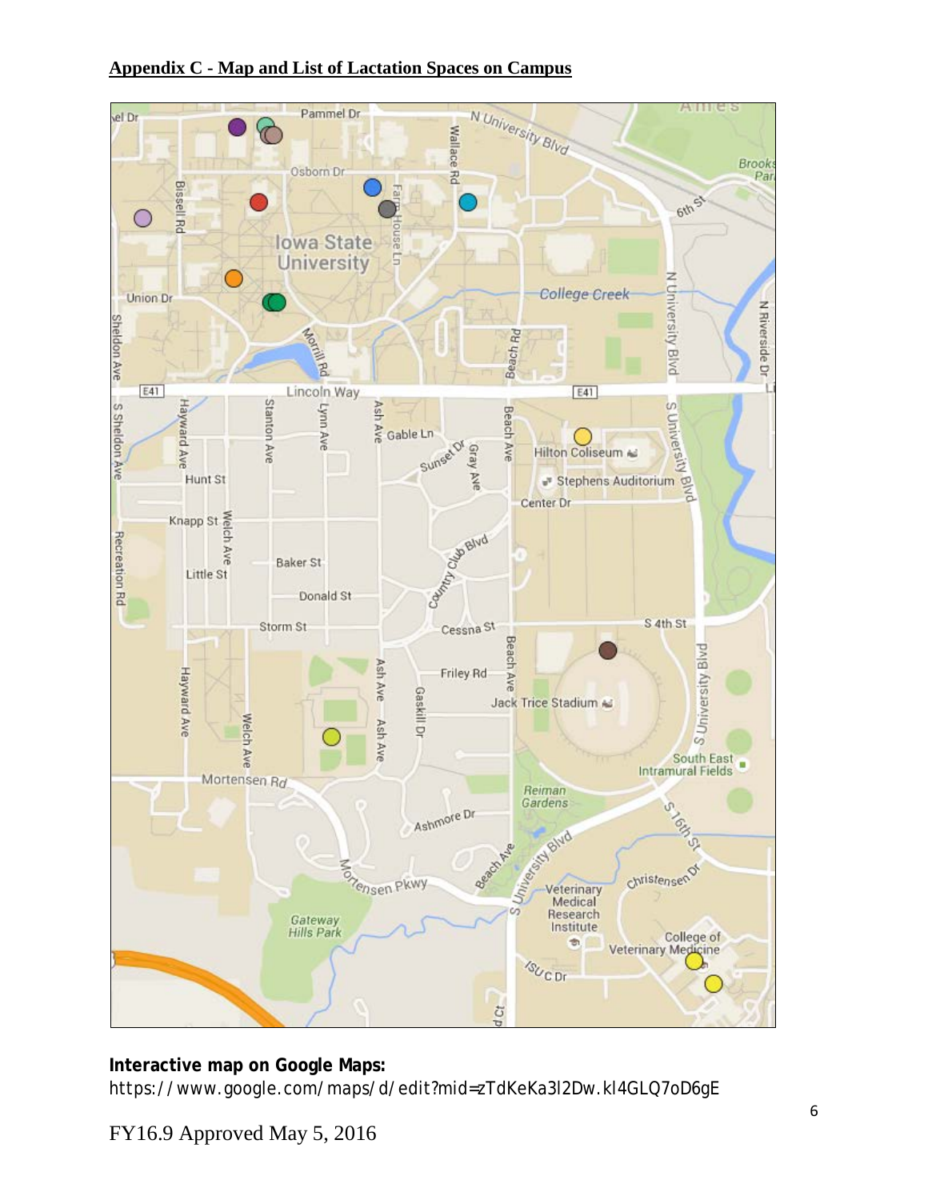## Appendix C - Map and List of Lactation Spaces on Campus

**Interactive map on Google Maps:**
https://www.google.com/maps/d/edit?mid=zTdKeKa3l2Dw.kI4GLQ7oD6gE

FY16.9 Approved May 5, 2016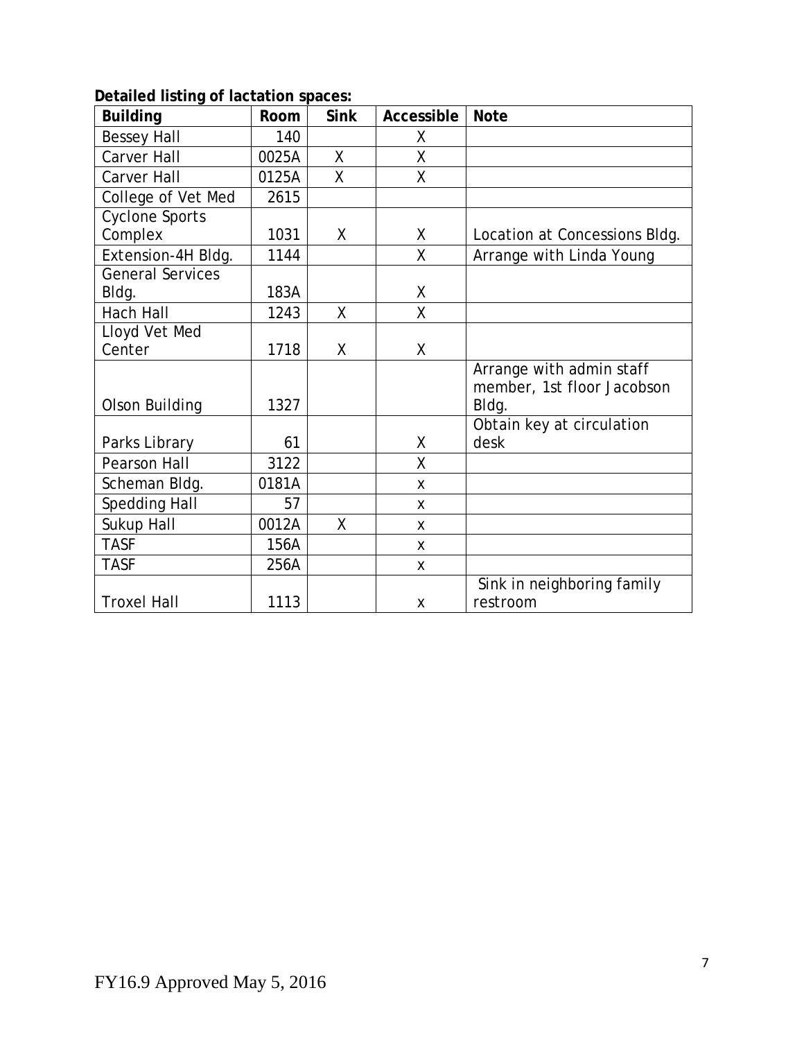**Detailed listing of lactation spaces:**

| Building | Room | Sink | Accessible | Note |
|---|---|---|---|---|
| Bessey Hall | 140 | | X | |
| Carver Hall | 0025A | X | X | |
| Carver Hall | 0125A | X | X | |
| College of Vet Med | 2615 | | | |
| Cyclone Sports Complex | 1031 | X | X | Location at Concessions Bldg. |
| Extension-4H Bldg. | 1144 | | X | Arrange with Linda Young |
| General Services Bldg. | 183A | | X | |
| Hach Hall | 1243 | X | X | |
| Lloyd Vet Med Center | 1718 | X | X | |
| Olson Building | 1327 | | | Arrange with admin staff member, 1st floor Jacobson Bldg. |
| Parks Library | 61 | | X | Obtain key at circulation desk |
| Pearson Hall | 3122 | | X | |
| Scheman Bldg. | 0181A | | x | |
| Spedding Hall | 57 | | x | |
| Sukup Hall | 0012A | X | x | |
| TASF | 156A | | x | |
| TASF | 256A | | x | |
| Troxel Hall | 1113 | | x | Sink in neighboring family restroom |

FY16.9 Approved May 5, 2016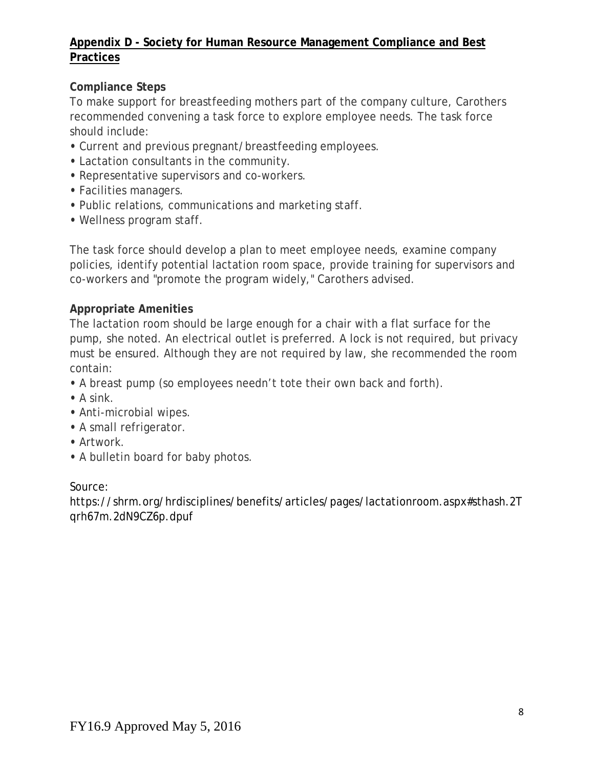## Appendix D - Society for Human Resource Management Compliance and Best Practices

### Compliance Steps

To make support for breastfeeding mothers part of the company culture, Carothers recommended convening a task force to explore employee needs. The task force should include:

- Current and previous pregnant/breastfeeding employees.
- Lactation consultants in the community.
- Representative supervisors and co-workers.
- Facilities managers.
- Public relations, communications and marketing staff.
- Wellness program staff.

The task force should develop a plan to meet employee needs, examine company policies, identify potential lactation room space, provide training for supervisors and co-workers and "promote the program widely," Carothers advised.

### Appropriate Amenities

The lactation room should be large enough for a chair with a flat surface for the pump, she noted. An electrical outlet is preferred. A lock is not required, but privacy must be ensured. Although they are not required by law, she recommended the room contain:

- A breast pump (so employees needn't tote their own back and forth).
- A sink.
- Anti-microbial wipes.
- A small refrigerator.
- Artwork.
- A bulletin board for baby photos.

Source:
https://shrm.org/hrdisciplines/benefits/articles/pages/lactationroom.aspx#sthash.2Tqrh67m.2dN9CZ6p.dpuf

FY16.9 Approved May 5, 2016